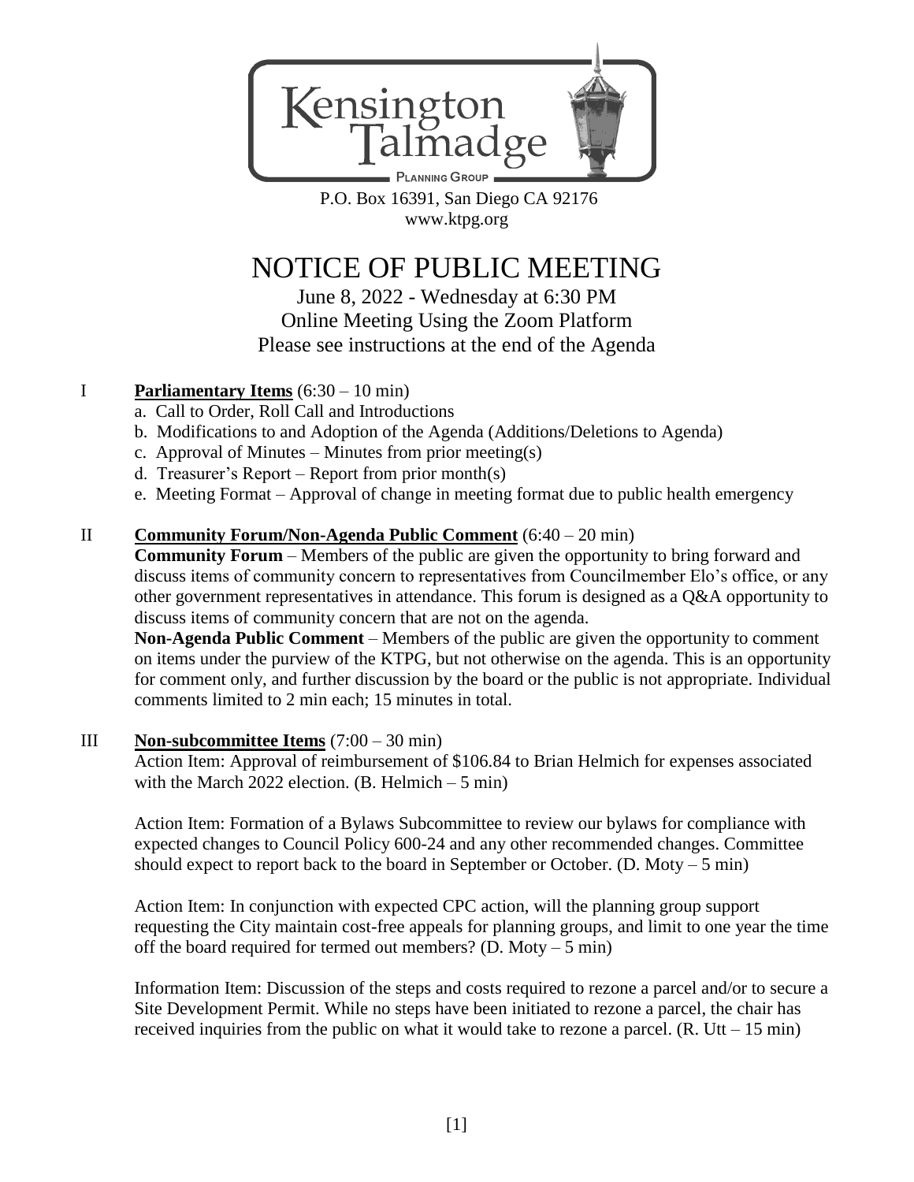Kensington Talmadge

PLANNING GROUP

P.O. Box 16391, San Diego CA 92176
www.ktpg.org

# NOTICE OF PUBLIC MEETING

June 8, 2022 - Wednesday at 6:30 PM
Online Meeting Using the Zoom Platform
Please see instructions at the end of the Agenda

## I **Parliamentary Items** (6:30 – 10 min)

a. Call to Order, Roll Call and Introductions
b. Modifications to and Adoption of the Agenda (Additions/Deletions to Agenda)
c. Approval of Minutes – Minutes from prior meeting(s)
d. Treasurer's Report – Report from prior month(s)
e. Meeting Format – Approval of change in meeting format due to public health emergency

## II **Community Forum/Non-Agenda Public Comment** (6:40 – 20 min)

**Community Forum** – Members of the public are given the opportunity to bring forward and discuss items of community concern to representatives from Councilmember Elo's office, or any other government representatives in attendance. This forum is designed as a Q&A opportunity to discuss items of community concern that are not on the agenda.

**Non-Agenda Public Comment** – Members of the public are given the opportunity to comment on items under the purview of the KTPG, but not otherwise on the agenda. This is an opportunity for comment only, and further discussion by the board or the public is not appropriate. Individual comments limited to 2 min each; 15 minutes in total.

## III **Non-subcommittee Items** (7:00 – 30 min)

Action Item: Approval of reimbursement of $106.84 to Brian Helmich for expenses associated with the March 2022 election. (B. Helmich – 5 min)

Action Item: Formation of a Bylaws Subcommittee to review our bylaws for compliance with expected changes to Council Policy 600-24 and any other recommended changes. Committee should expect to report back to the board in September or October. (D. Moty – 5 min)

Action Item: In conjunction with expected CPC action, will the planning group support requesting the City maintain cost-free appeals for planning groups, and limit to one year the time off the board required for termed out members? (D. Moty – 5 min)

Information Item: Discussion of the steps and costs required to rezone a parcel and/or to secure a Site Development Permit. While no steps have been initiated to rezone a parcel, the chair has received inquiries from the public on what it would take to rezone a parcel. (R. Utt – 15 min)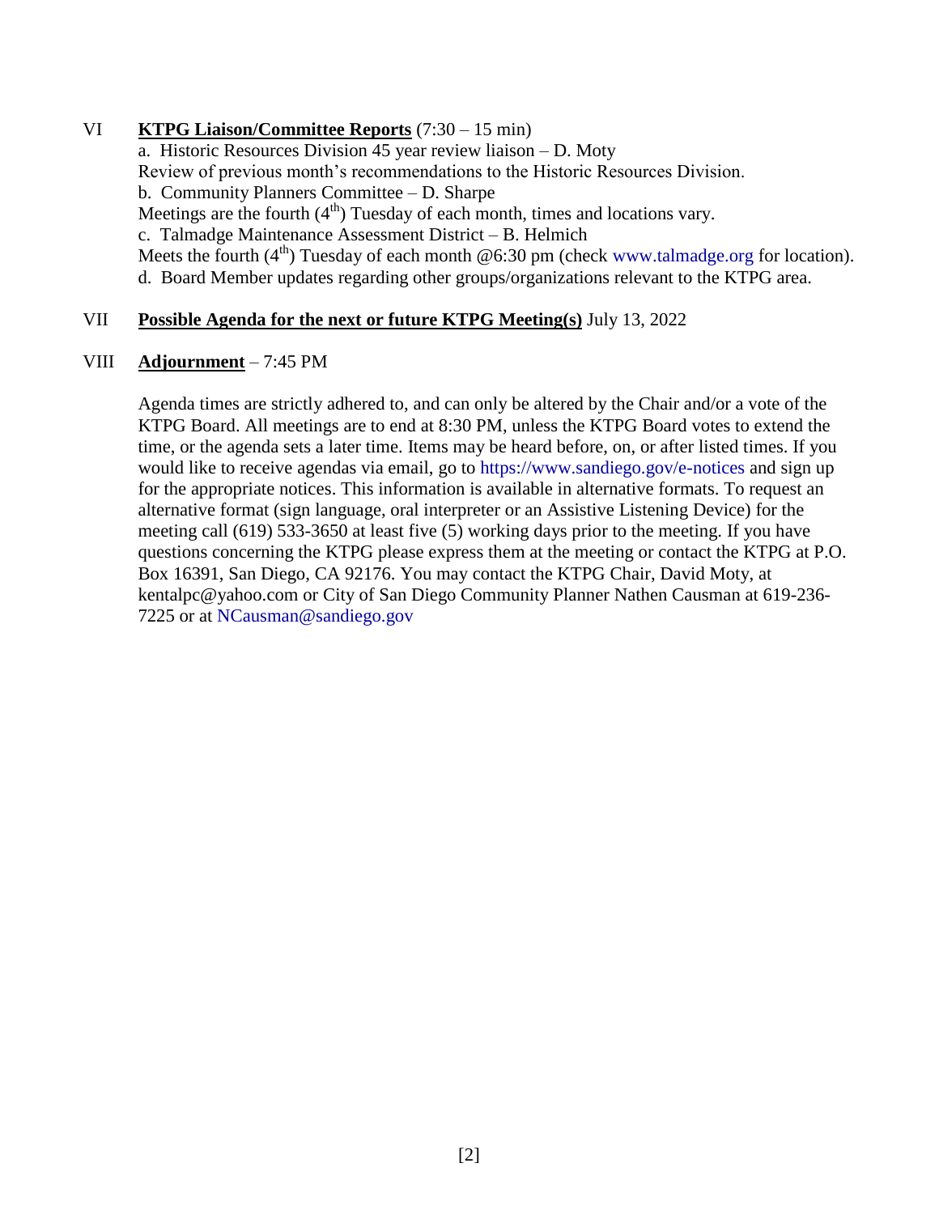VI **KTPG Liaison/Committee Reports** (7:30 – 15 min)

a. Historic Resources Division 45 year review liaison – D. Moty
Review of previous month's recommendations to the Historic Resources Division.

b. Community Planners Committee – D. Sharpe
Meetings are the fourth ($4^{th}$) Tuesday of each month, times and locations vary.

c. Talmadge Maintenance Assessment District – B. Helmich
Meets the fourth ($4^{th}$) Tuesday of each month @6:30 pm (check www.talmadge.org for location).

d. Board Member updates regarding other groups/organizations relevant to the KTPG area.

VII **Possible Agenda for the next or future KTPG Meeting(s)** July 13, 2022

VIII **Adjournment** – 7:45 PM

Agenda times are strictly adhered to, and can only be altered by the Chair and/or a vote of the KTPG Board. All meetings are to end at 8:30 PM, unless the KTPG Board votes to extend the time, or the agenda sets a later time. Items may be heard before, on, or after listed times. If you would like to receive agendas via email, go to https://www.sandiego.gov/e-notices and sign up for the appropriate notices. This information is available in alternative formats. To request an alternative format (sign language, oral interpreter or an Assistive Listening Device) for the meeting call (619) 533-3650 at least five (5) working days prior to the meeting. If you have questions concerning the KTPG please express them at the meeting or contact the KTPG at P.O. Box 16391, San Diego, CA 92176. You may contact the KTPG Chair, David Moty, at kentalpc@yahoo.com or City of San Diego Community Planner Nathen Causman at 619-236-7225 or at NCausman@sandiego.gov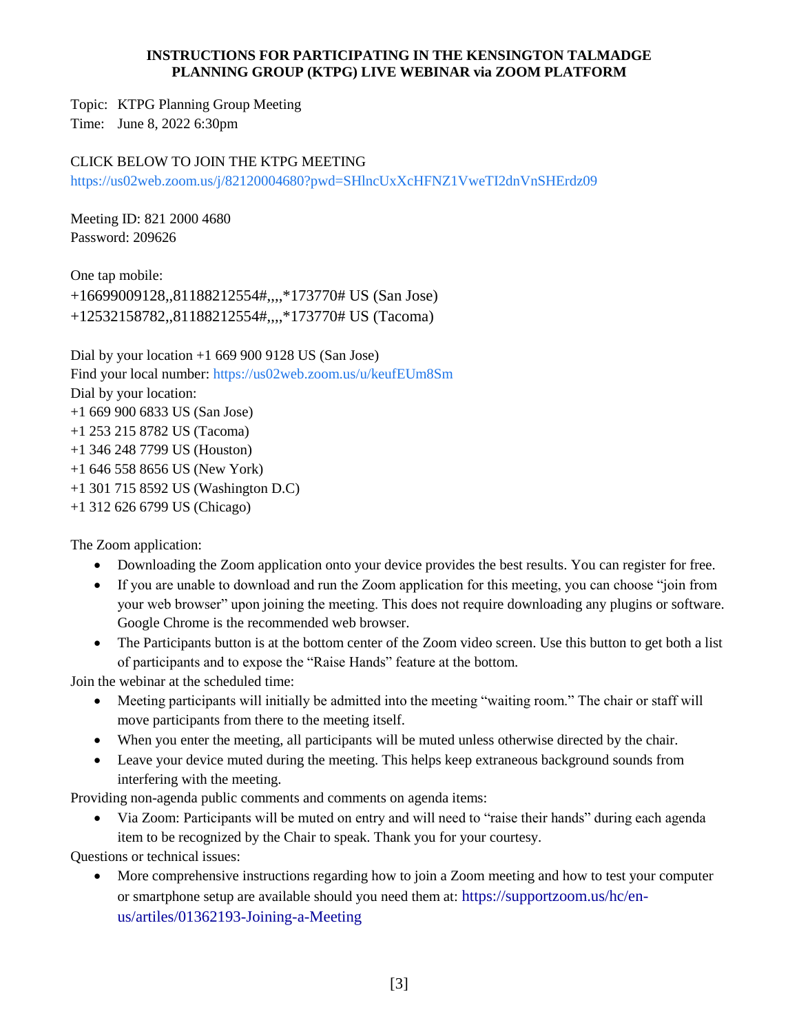**INSTRUCTIONS FOR PARTICIPATING IN THE KENSINGTON TALMADGE PLANNING GROUP (KTPG) LIVE WEBINAR via ZOOM PLATFORM**

Topic: KTPG Planning Group Meeting
Time: June 8, 2022 6:30pm

CLICK BELOW TO JOIN THE KTPG MEETING
https://us02web.zoom.us/j/82120004680?pwd=SHlncUxXcHFNZ1VweTI2dnVnSHErdz09

Meeting ID: 821 2000 4680
Password: 209626

One tap mobile:
+16699009128,,81188212554#,,,,*173770# US (San Jose)
+12532158782,,81188212554#,,,,*173770# US (Tacoma)

Dial by your location +1 669 900 9128 US (San Jose)
Find your local number: https://us02web.zoom.us/u/keufEUm8Sm
Dial by your location:
+1 669 900 6833 US (San Jose)
+1 253 215 8782 US (Tacoma)
+1 346 248 7799 US (Houston)
+1 646 558 8656 US (New York)
+1 301 715 8592 US (Washington D.C)
+1 312 626 6799 US (Chicago)

The Zoom application:

- Downloading the Zoom application onto your device provides the best results. You can register for free.
- If you are unable to download and run the Zoom application for this meeting, you can choose "join from your web browser" upon joining the meeting. This does not require downloading any plugins or software. Google Chrome is the recommended web browser.
- The Participants button is at the bottom center of the Zoom video screen. Use this button to get both a list of participants and to expose the "Raise Hands" feature at the bottom.

Join the webinar at the scheduled time:

- Meeting participants will initially be admitted into the meeting "waiting room." The chair or staff will move participants from there to the meeting itself.
- When you enter the meeting, all participants will be muted unless otherwise directed by the chair.
- Leave your device muted during the meeting. This helps keep extraneous background sounds from interfering with the meeting.

Providing non-agenda public comments and comments on agenda items:

- Via Zoom: Participants will be muted on entry and will need to "raise their hands" during each agenda item to be recognized by the Chair to speak. Thank you for your courtesy.

Questions or technical issues:

- More comprehensive instructions regarding how to join a Zoom meeting and how to test your computer or smartphone setup are available should you need them at: https://supportzoom.us/hc/en-us/artiles/01362193-Joining-a-Meeting